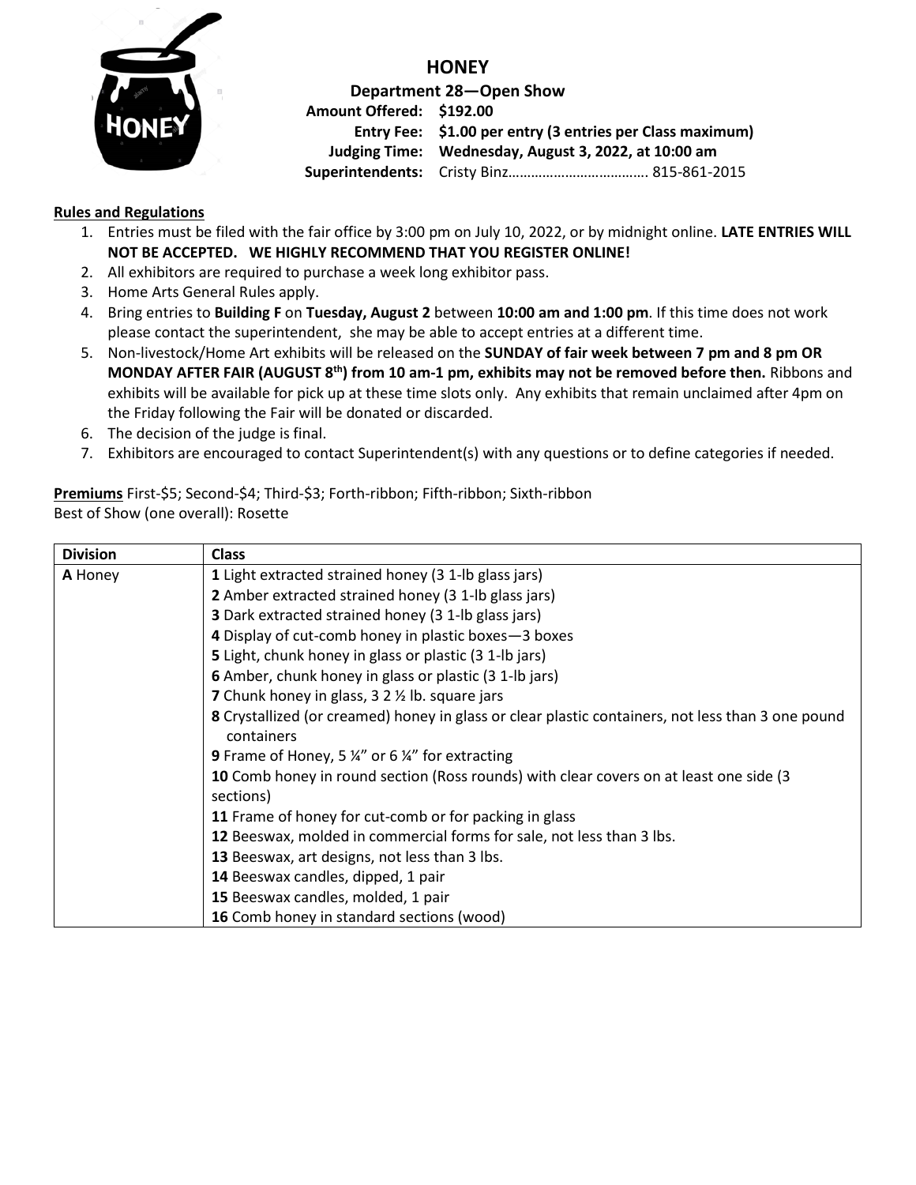# HONEY

**Department 28—Open Show**

**Amount Offered:** **$192.00**
**Entry Fee:** **$1.00 per entry (3 entries per Class maximum)**
**Judging Time:** **Wednesday, August 3, 2022, at 10:00 am**
**Superintendents:** Cristy Binz……………………………… 815-861-2015

## Rules and Regulations

1. Entries must be filed with the fair office by 3:00 pm on July 10, 2022, or by midnight online. **LATE ENTRIES WILL NOT BE ACCEPTED. WE HIGHLY RECOMMEND THAT YOU REGISTER ONLINE!**
2. All exhibitors are required to purchase a week long exhibitor pass.
3. Home Arts General Rules apply.
4. Bring entries to **Building F** on **Tuesday, August 2** between **10:00 am and 1:00 pm**. If this time does not work please contact the superintendent, she may be able to accept entries at a different time.
5. Non-livestock/Home Art exhibits will be released on the **SUNDAY of fair week between 7 pm and 8 pm OR MONDAY AFTER FAIR (AUGUST 8th) from 10 am-1 pm, exhibits may not be removed before then.** Ribbons and exhibits will be available for pick up at these time slots only. Any exhibits that remain unclaimed after 4pm on the Friday following the Fair will be donated or discarded.
6. The decision of the judge is final.
7. Exhibitors are encouraged to contact Superintendent(s) with any questions or to define categories if needed.

**Premiums** First-$5; Second-$4; Third-$3; Forth-ribbon; Fifth-ribbon; Sixth-ribbon
Best of Show (one overall): Rosette

| Division | Class |
|---|---|
| **A** Honey | **1** Light extracted strained honey (3 1-lb glass jars) |
| | **2** Amber extracted strained honey (3 1-lb glass jars) |
| | **3** Dark extracted strained honey (3 1-lb glass jars) |
| | **4** Display of cut-comb honey in plastic boxes—3 boxes |
| | **5** Light, chunk honey in glass or plastic (3 1-lb jars) |
| | **6** Amber, chunk honey in glass or plastic (3 1-lb jars) |
| | **7** Chunk honey in glass, 3 2 ½ lb. square jars |
| | **8** Crystallized (or creamed) honey in glass or clear plastic containers, not less than 3 one pound containers |
| | **9** Frame of Honey, 5 ¼" or 6 ¼" for extracting |
| | **10** Comb honey in round section (Ross rounds) with clear covers on at least one side (3 sections) |
| | **11** Frame of honey for cut-comb or for packing in glass |
| | **12** Beeswax, molded in commercial forms for sale, not less than 3 lbs. |
| | **13** Beeswax, art designs, not less than 3 lbs. |
| | **14** Beeswax candles, dipped, 1 pair |
| | **15** Beeswax candles, molded, 1 pair |
| | **16** Comb honey in standard sections (wood) |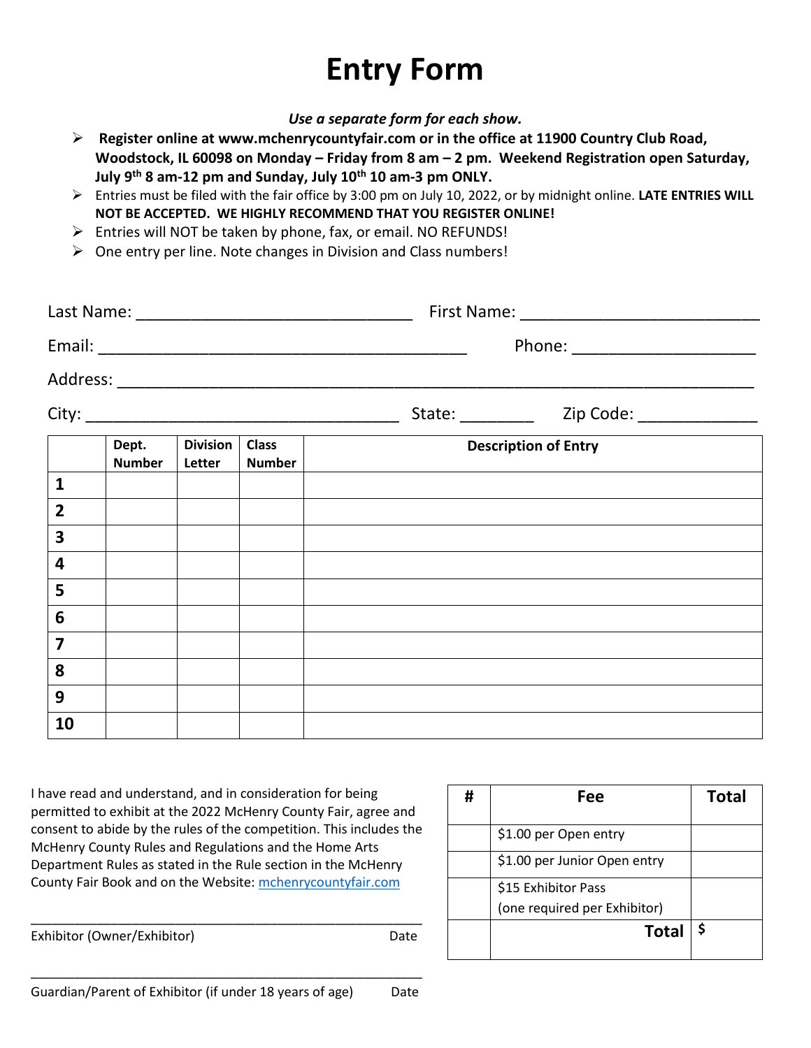# Entry Form

*Use a separate form for each show.*

- **Register online at www.mchenrycountyfair.com or in the office at 11900 Country Club Road, Woodstock, IL 60098 on Monday – Friday from 8 am – 2 pm. Weekend Registration open Saturday, July 9th 8 am-12 pm and Sunday, July 10th 10 am-3 pm ONLY.**
- Entries must be filed with the fair office by 3:00 pm on July 10, 2022, or by midnight online. **LATE ENTRIES WILL NOT BE ACCEPTED. WE HIGHLY RECOMMEND THAT YOU REGISTER ONLINE!**
- Entries will NOT be taken by phone, fax, or email. NO REFUNDS!
- One entry per line. Note changes in Division and Class numbers!

Last Name: ______________________________ First Name: __________________________

Email: ________________________________________ Phone: ____________________

Address: ______________________________________________________________________

City: __________________________________ State: ________ Zip Code: _____________

| | Dept. Number | Division Letter | Class Number | Description of Entry |
|---|---|---|---|---|
| **1** | | | | |
| **2** | | | | |
| **3** | | | | |
| **4** | | | | |
| **5** | | | | |
| **6** | | | | |
| **7** | | | | |
| **8** | | | | |
| **9** | | | | |
| **10** | | | | |

I have read and understand, and in consideration for being permitted to exhibit at the 2022 McHenry County Fair, agree and consent to abide by the rules of the competition. This includes the McHenry County Rules and Regulations and the Home Arts Department Rules as stated in the Rule section in the McHenry County Fair Book and on the Website: mchenrycountyfair.com

_____________________________________________________

Exhibitor (Owner/Exhibitor) Date

_____________________________________________________

Guardian/Parent of Exhibitor (if under 18 years of age) Date

| # | Fee | Total |
|---|---|---|
| | $1.00 per Open entry | |
| | $1.00 per Junior Open entry | |
| | $15 Exhibitor Pass (one required per Exhibitor) | |
| | **Total** | $ |